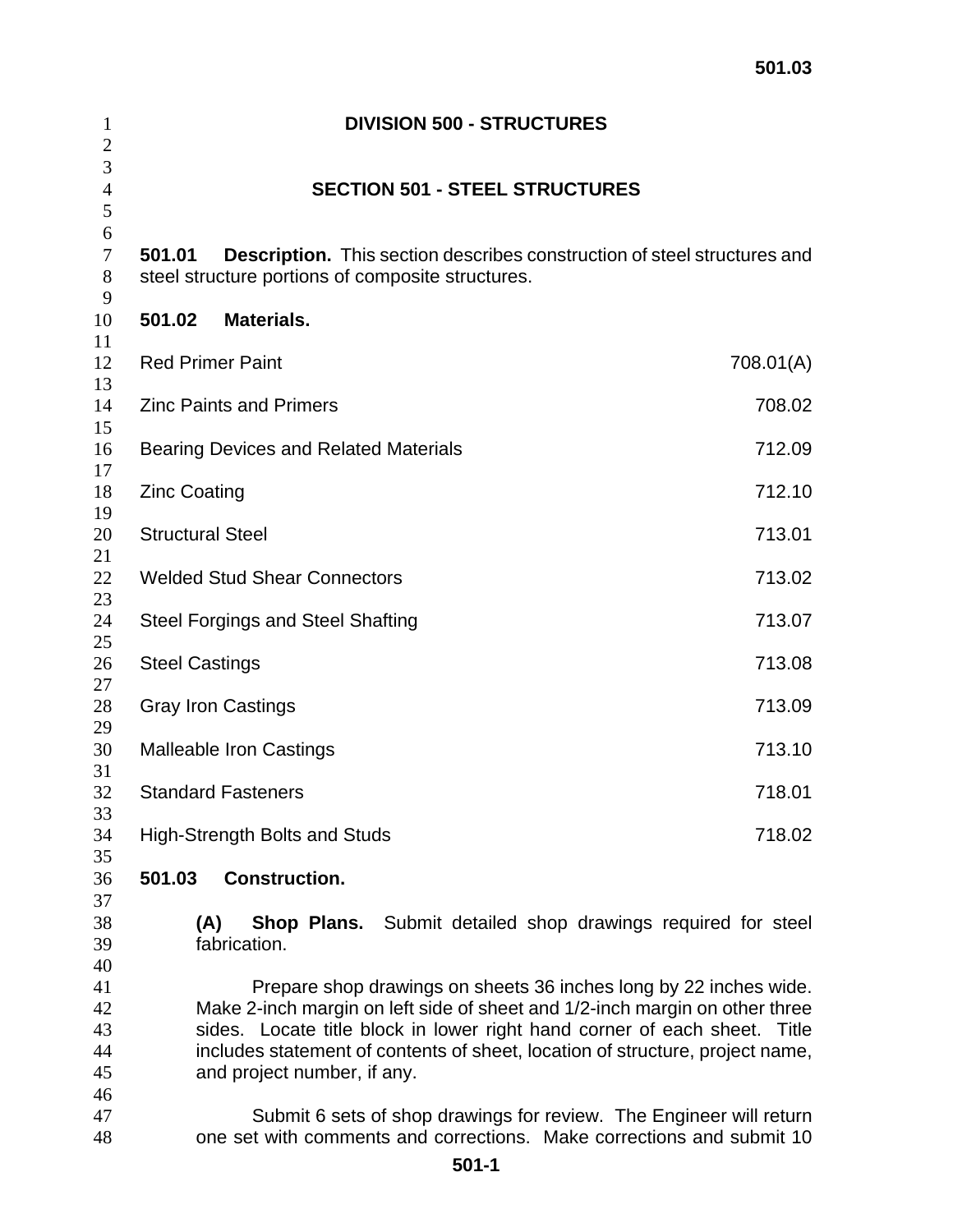# DIVISION 500 - STRUCTURES

## SECTION 501 - STEEL STRUCTURES

**501.01 Description.** This section describes construction of steel structures and steel structure portions of composite structures.

**501.02 Materials.**

| | |
|---|---|
| Red Primer Paint | 708.01(A) |
| Zinc Paints and Primers | 708.02 |
| Bearing Devices and Related Materials | 712.09 |
| Zinc Coating | 712.10 |
| Structural Steel | 713.01 |
| Welded Stud Shear Connectors | 713.02 |
| Steel Forgings and Steel Shafting | 713.07 |
| Steel Castings | 713.08 |
| Gray Iron Castings | 713.09 |
| Malleable Iron Castings | 713.10 |
| Standard Fasteners | 718.01 |
| High-Strength Bolts and Studs | 718.02 |

**501.03 Construction.**

**(A) Shop Plans.** Submit detailed shop drawings required for steel fabrication.

Prepare shop drawings on sheets 36 inches long by 22 inches wide. Make 2-inch margin on left side of sheet and 1/2-inch margin on other three sides. Locate title block in lower right hand corner of each sheet. Title includes statement of contents of sheet, location of structure, project name, and project number, if any.

Submit 6 sets of shop drawings for review. The Engineer will return one set with comments and corrections. Make corrections and submit 10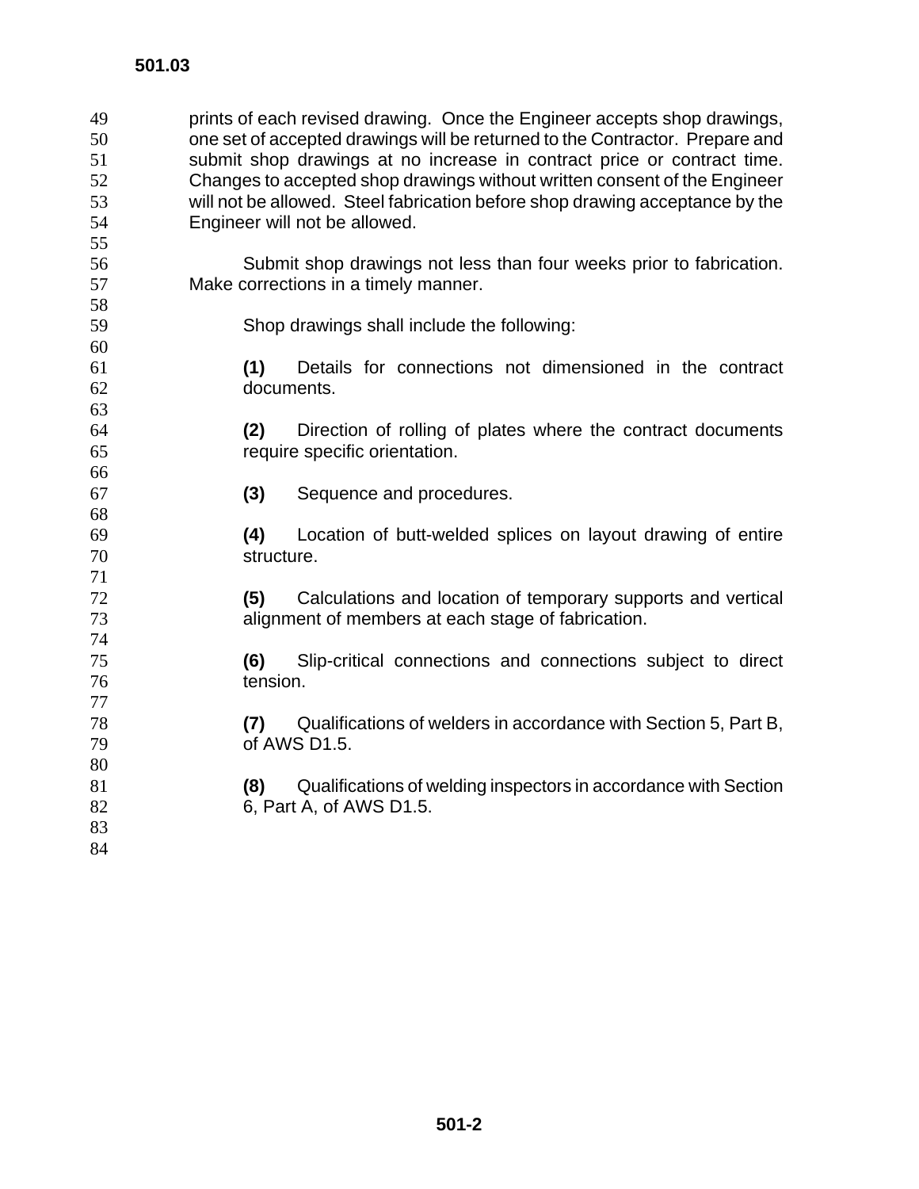prints of each revised drawing. Once the Engineer accepts shop drawings, one set of accepted drawings will be returned to the Contractor. Prepare and submit shop drawings at no increase in contract price or contract time. Changes to accepted shop drawings without written consent of the Engineer will not be allowed. Steel fabrication before shop drawing acceptance by the Engineer will not be allowed.

Submit shop drawings not less than four weeks prior to fabrication. Make corrections in a timely manner.

Shop drawings shall include the following:

**(1)** Details for connections not dimensioned in the contract documents.

**(2)** Direction of rolling of plates where the contract documents require specific orientation.

**(3)** Sequence and procedures.

**(4)** Location of butt-welded splices on layout drawing of entire structure.

**(5)** Calculations and location of temporary supports and vertical alignment of members at each stage of fabrication.

**(6)** Slip-critical connections and connections subject to direct tension.

**(7)** Qualifications of welders in accordance with Section 5, Part B, of AWS D1.5.

**(8)** Qualifications of welding inspectors in accordance with Section 6, Part A, of AWS D1.5.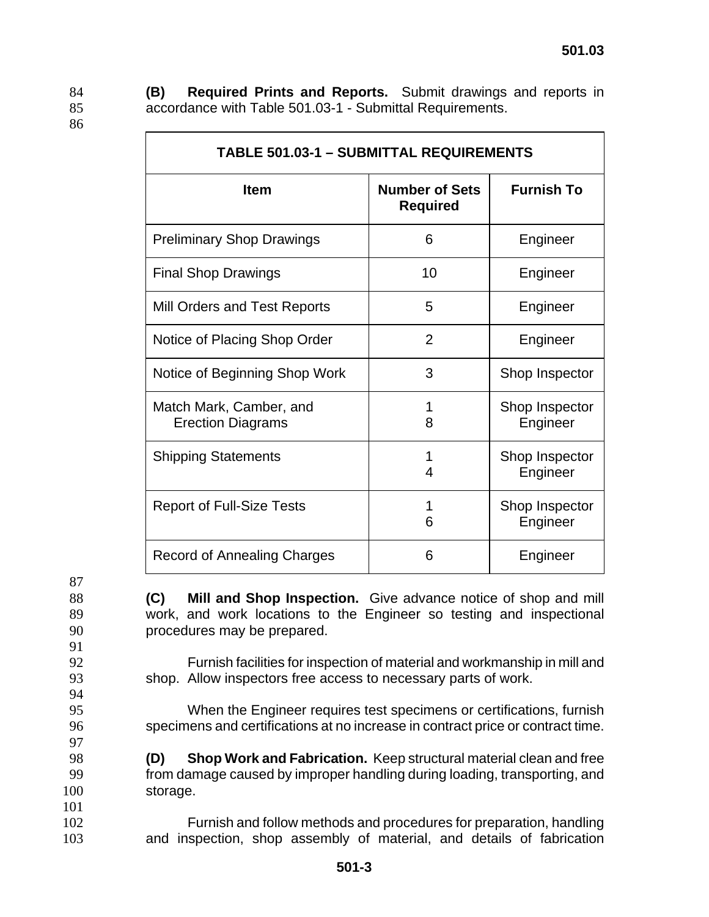**(B) Required Prints and Reports.** Submit drawings and reports in accordance with Table 501.03-1 - Submittal Requirements.

**TABLE 501.03-1 – SUBMITTAL REQUIREMENTS**

| Item | Number of Sets Required | Furnish To |
|---|---|---|
| Preliminary Shop Drawings | 6 | Engineer |
| Final Shop Drawings | 10 | Engineer |
| Mill Orders and Test Reports | 5 | Engineer |
| Notice of Placing Shop Order | 2 | Engineer |
| Notice of Beginning Shop Work | 3 | Shop Inspector |
| Match Mark, Camber, and Erection Diagrams | 1<br>8 | Shop Inspector<br>Engineer |
| Shipping Statements | 1<br>4 | Shop Inspector<br>Engineer |
| Report of Full-Size Tests | 1<br>6 | Shop Inspector<br>Engineer |
| Record of Annealing Charges | 6 | Engineer |

**(C) Mill and Shop Inspection.** Give advance notice of shop and mill work, and work locations to the Engineer so testing and inspectional procedures may be prepared.

Furnish facilities for inspection of material and workmanship in mill and shop. Allow inspectors free access to necessary parts of work.

When the Engineer requires test specimens or certifications, furnish specimens and certifications at no increase in contract price or contract time.

**(D) Shop Work and Fabrication.** Keep structural material clean and free from damage caused by improper handling during loading, transporting, and storage.

Furnish and follow methods and procedures for preparation, handling and inspection, shop assembly of material, and details of fabrication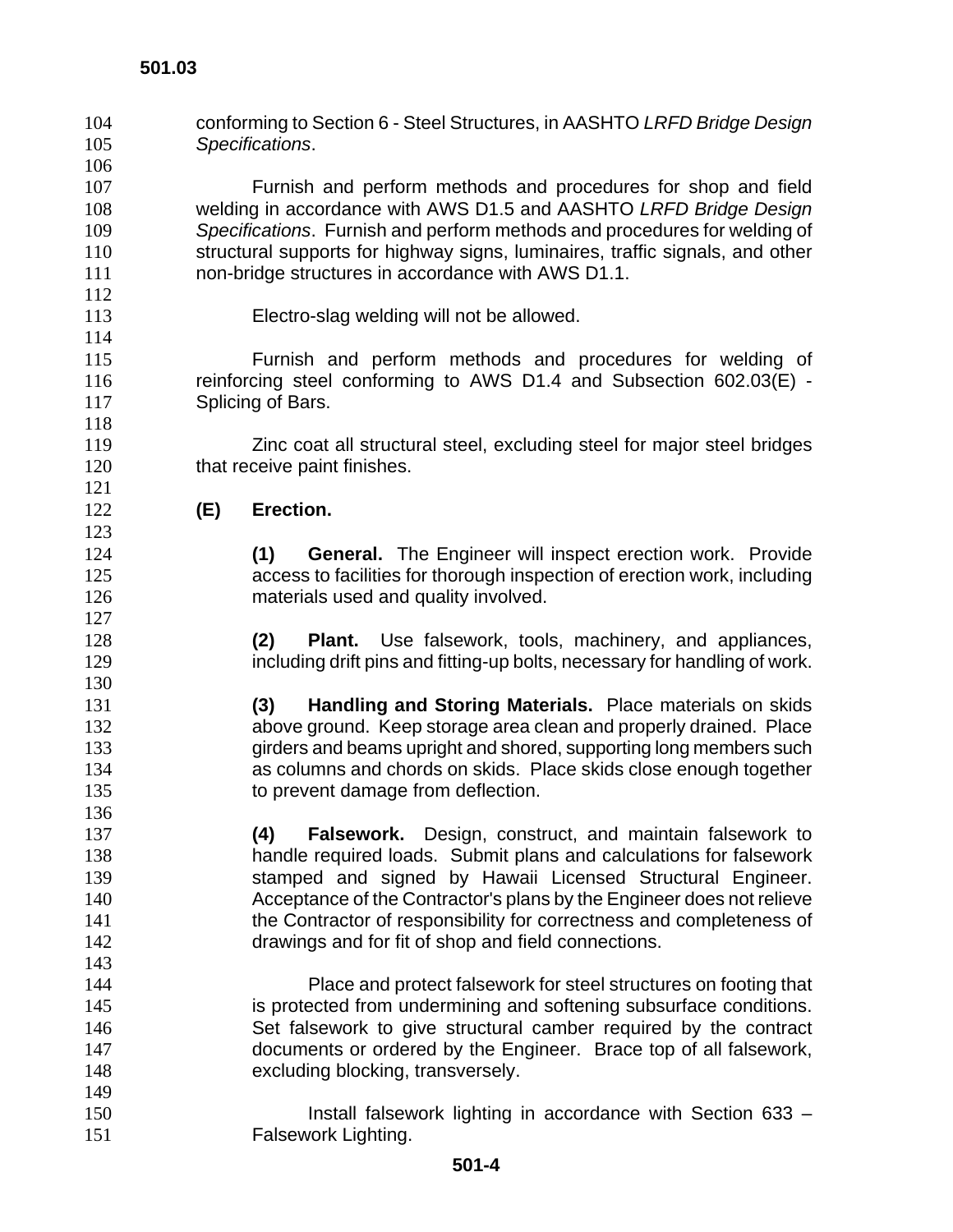conforming to Section 6 - Steel Structures, in AASHTO *LRFD Bridge Design Specifications*.

Furnish and perform methods and procedures for shop and field welding in accordance with AWS D1.5 and AASHTO *LRFD Bridge Design Specifications*. Furnish and perform methods and procedures for welding of structural supports for highway signs, luminaires, traffic signals, and other non-bridge structures in accordance with AWS D1.1.

Electro-slag welding will not be allowed.

Furnish and perform methods and procedures for welding of reinforcing steel conforming to AWS D1.4 and Subsection 602.03(E) - Splicing of Bars.

Zinc coat all structural steel, excluding steel for major steel bridges that receive paint finishes.

**(E) Erection.**

**(1) General.** The Engineer will inspect erection work. Provide access to facilities for thorough inspection of erection work, including materials used and quality involved.

**(2) Plant.** Use falsework, tools, machinery, and appliances, including drift pins and fitting-up bolts, necessary for handling of work.

**(3) Handling and Storing Materials.** Place materials on skids above ground. Keep storage area clean and properly drained. Place girders and beams upright and shored, supporting long members such as columns and chords on skids. Place skids close enough together to prevent damage from deflection.

**(4) Falsework.** Design, construct, and maintain falsework to handle required loads. Submit plans and calculations for falsework stamped and signed by Hawaii Licensed Structural Engineer. Acceptance of the Contractor's plans by the Engineer does not relieve the Contractor of responsibility for correctness and completeness of drawings and for fit of shop and field connections.

Place and protect falsework for steel structures on footing that is protected from undermining and softening subsurface conditions. Set falsework to give structural camber required by the contract documents or ordered by the Engineer. Brace top of all falsework, excluding blocking, transversely.

Install falsework lighting in accordance with Section 633 – Falsework Lighting.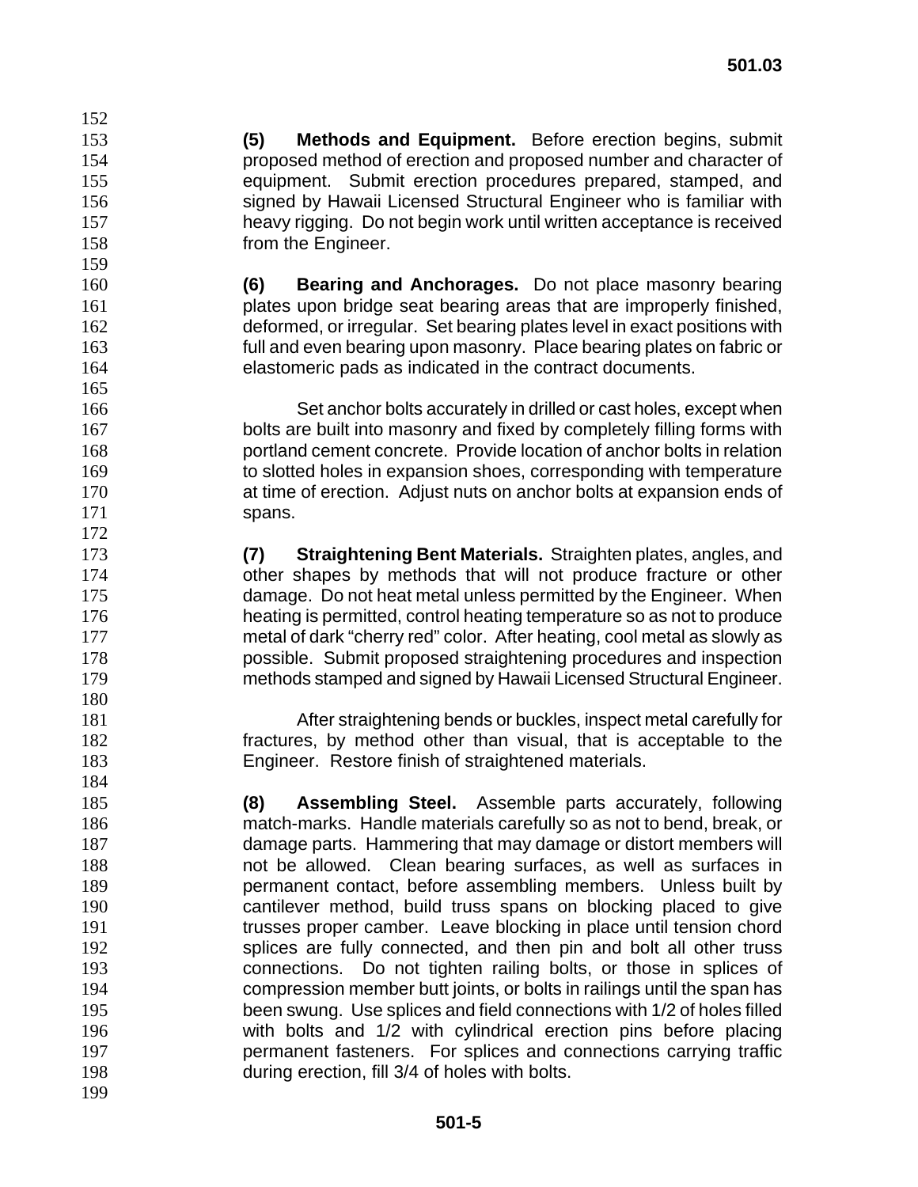**(5) Methods and Equipment.** Before erection begins, submit proposed method of erection and proposed number and character of equipment. Submit erection procedures prepared, stamped, and signed by Hawaii Licensed Structural Engineer who is familiar with heavy rigging. Do not begin work until written acceptance is received from the Engineer.

**(6) Bearing and Anchorages.** Do not place masonry bearing plates upon bridge seat bearing areas that are improperly finished, deformed, or irregular. Set bearing plates level in exact positions with full and even bearing upon masonry. Place bearing plates on fabric or elastomeric pads as indicated in the contract documents.

Set anchor bolts accurately in drilled or cast holes, except when bolts are built into masonry and fixed by completely filling forms with portland cement concrete. Provide location of anchor bolts in relation to slotted holes in expansion shoes, corresponding with temperature at time of erection. Adjust nuts on anchor bolts at expansion ends of spans.

**(7) Straightening Bent Materials.** Straighten plates, angles, and other shapes by methods that will not produce fracture or other damage. Do not heat metal unless permitted by the Engineer. When heating is permitted, control heating temperature so as not to produce metal of dark "cherry red" color. After heating, cool metal as slowly as possible. Submit proposed straightening procedures and inspection methods stamped and signed by Hawaii Licensed Structural Engineer.

After straightening bends or buckles, inspect metal carefully for fractures, by method other than visual, that is acceptable to the Engineer. Restore finish of straightened materials.

**(8) Assembling Steel.** Assemble parts accurately, following match-marks. Handle materials carefully so as not to bend, break, or damage parts. Hammering that may damage or distort members will not be allowed. Clean bearing surfaces, as well as surfaces in permanent contact, before assembling members. Unless built by cantilever method, build truss spans on blocking placed to give trusses proper camber. Leave blocking in place until tension chord splices are fully connected, and then pin and bolt all other truss connections. Do not tighten railing bolts, or those in splices of compression member butt joints, or bolts in railings until the span has been swung. Use splices and field connections with 1/2 of holes filled with bolts and 1/2 with cylindrical erection pins before placing permanent fasteners. For splices and connections carrying traffic during erection, fill 3/4 of holes with bolts.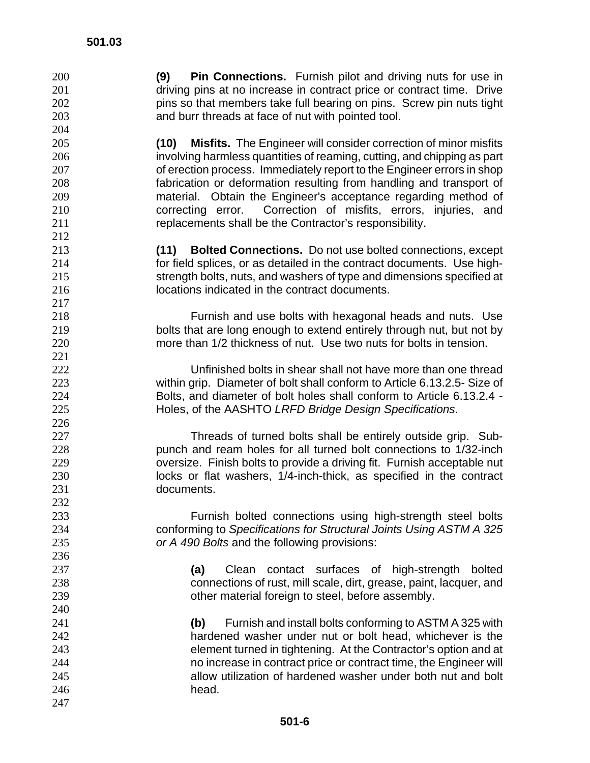**(9) Pin Connections.** Furnish pilot and driving nuts for use in driving pins at no increase in contract price or contract time. Drive pins so that members take full bearing on pins. Screw pin nuts tight and burr threads at face of nut with pointed tool.

**(10) Misfits.** The Engineer will consider correction of minor misfits involving harmless quantities of reaming, cutting, and chipping as part of erection process. Immediately report to the Engineer errors in shop fabrication or deformation resulting from handling and transport of material. Obtain the Engineer's acceptance regarding method of correcting error. Correction of misfits, errors, injuries, and replacements shall be the Contractor's responsibility.

**(11) Bolted Connections.** Do not use bolted connections, except for field splices, or as detailed in the contract documents. Use high-strength bolts, nuts, and washers of type and dimensions specified at locations indicated in the contract documents.

Furnish and use bolts with hexagonal heads and nuts. Use bolts that are long enough to extend entirely through nut, but not by more than 1/2 thickness of nut. Use two nuts for bolts in tension.

Unfinished bolts in shear shall not have more than one thread within grip. Diameter of bolt shall conform to Article 6.13.2.5- Size of Bolts, and diameter of bolt holes shall conform to Article 6.13.2.4 - Holes, of the AASHTO *LRFD Bridge Design Specifications*.

Threads of turned bolts shall be entirely outside grip. Sub-punch and ream holes for all turned bolt connections to 1/32-inch oversize. Finish bolts to provide a driving fit. Furnish acceptable nut locks or flat washers, 1/4-inch-thick, as specified in the contract documents.

Furnish bolted connections using high-strength steel bolts conforming to *Specifications for Structural Joints Using ASTM A 325 or A 490 Bolts* and the following provisions:

**(a)** Clean contact surfaces of high-strength bolted connections of rust, mill scale, dirt, grease, paint, lacquer, and other material foreign to steel, before assembly.

**(b)** Furnish and install bolts conforming to ASTM A 325 with hardened washer under nut or bolt head, whichever is the element turned in tightening. At the Contractor's option and at no increase in contract price or contract time, the Engineer will allow utilization of hardened washer under both nut and bolt head.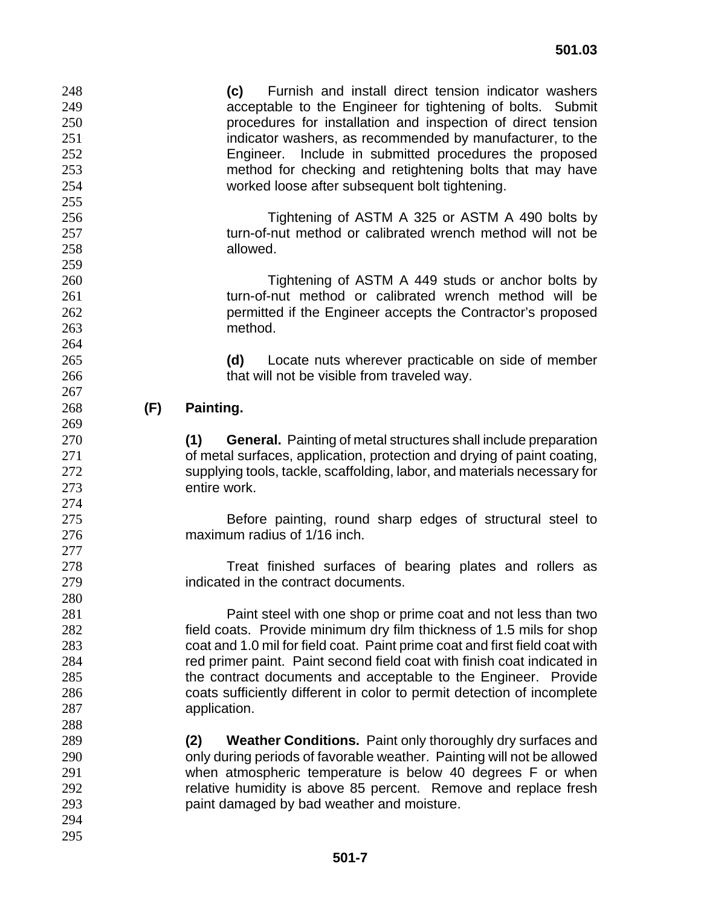**(c)** Furnish and install direct tension indicator washers acceptable to the Engineer for tightening of bolts. Submit procedures for installation and inspection of direct tension indicator washers, as recommended by manufacturer, to the Engineer. Include in submitted procedures the proposed method for checking and retightening bolts that may have worked loose after subsequent bolt tightening.

Tightening of ASTM A 325 or ASTM A 490 bolts by turn-of-nut method or calibrated wrench method will not be allowed.

Tightening of ASTM A 449 studs or anchor bolts by turn-of-nut method or calibrated wrench method will be permitted if the Engineer accepts the Contractor's proposed method.

**(d)** Locate nuts wherever practicable on side of member that will not be visible from traveled way.

**(F) Painting.**

**(1) General.** Painting of metal structures shall include preparation of metal surfaces, application, protection and drying of paint coating, supplying tools, tackle, scaffolding, labor, and materials necessary for entire work.

Before painting, round sharp edges of structural steel to maximum radius of 1/16 inch.

Treat finished surfaces of bearing plates and rollers as indicated in the contract documents.

Paint steel with one shop or prime coat and not less than two field coats. Provide minimum dry film thickness of 1.5 mils for shop coat and 1.0 mil for field coat. Paint prime coat and first field coat with red primer paint. Paint second field coat with finish coat indicated in the contract documents and acceptable to the Engineer. Provide coats sufficiently different in color to permit detection of incomplete application.

**(2) Weather Conditions.** Paint only thoroughly dry surfaces and only during periods of favorable weather. Painting will not be allowed when atmospheric temperature is below 40 degrees F or when relative humidity is above 85 percent. Remove and replace fresh paint damaged by bad weather and moisture.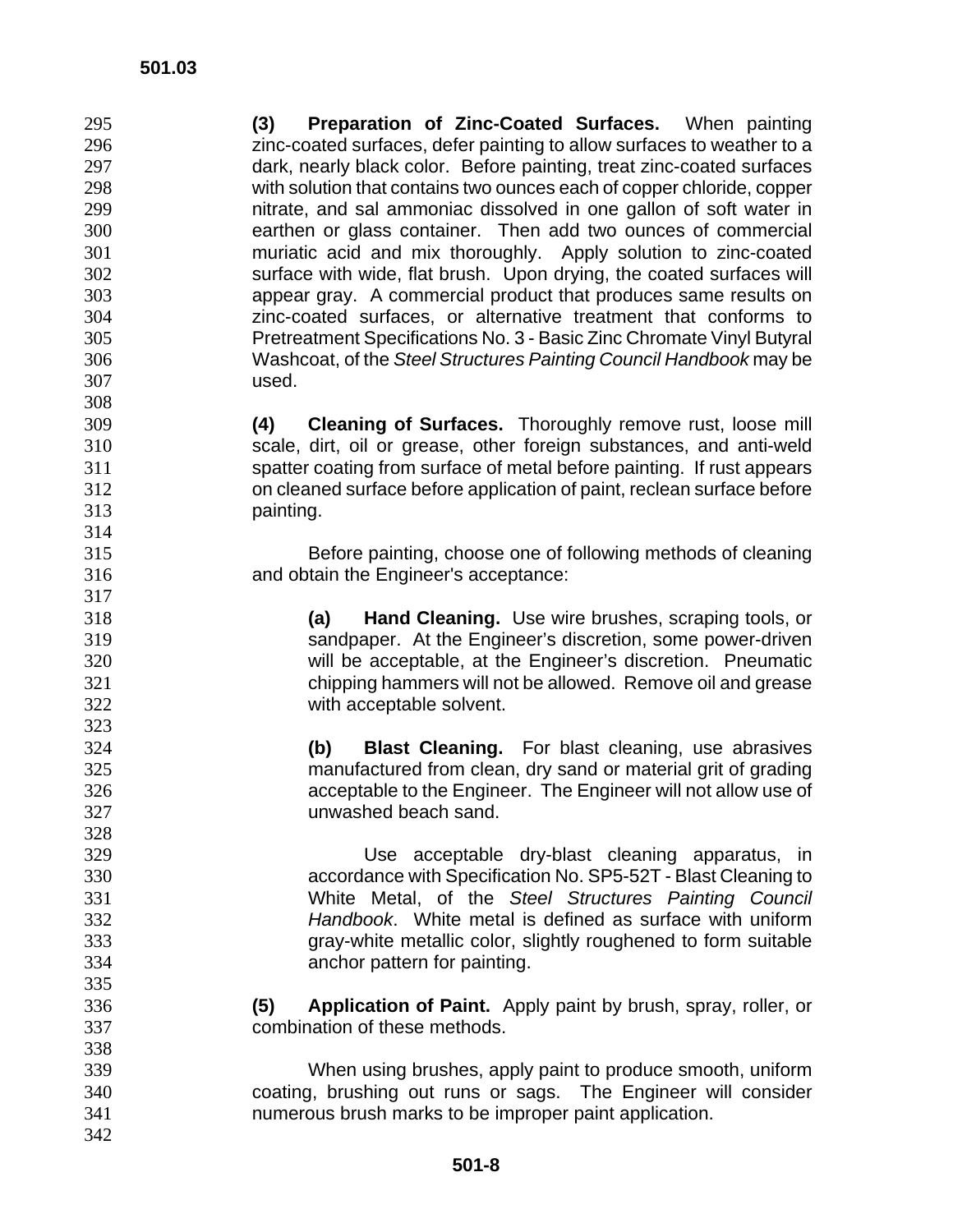**(3) Preparation of Zinc-Coated Surfaces.** When painting zinc-coated surfaces, defer painting to allow surfaces to weather to a dark, nearly black color. Before painting, treat zinc-coated surfaces with solution that contains two ounces each of copper chloride, copper nitrate, and sal ammoniac dissolved in one gallon of soft water in earthen or glass container. Then add two ounces of commercial muriatic acid and mix thoroughly. Apply solution to zinc-coated surface with wide, flat brush. Upon drying, the coated surfaces will appear gray. A commercial product that produces same results on zinc-coated surfaces, or alternative treatment that conforms to Pretreatment Specifications No. 3 - Basic Zinc Chromate Vinyl Butyral Washcoat, of the *Steel Structures Painting Council Handbook* may be used.

**(4) Cleaning of Surfaces.** Thoroughly remove rust, loose mill scale, dirt, oil or grease, other foreign substances, and anti-weld spatter coating from surface of metal before painting. If rust appears on cleaned surface before application of paint, reclean surface before painting.

Before painting, choose one of following methods of cleaning and obtain the Engineer's acceptance:

**(a) Hand Cleaning.** Use wire brushes, scraping tools, or sandpaper. At the Engineer's discretion, some power-driven will be acceptable, at the Engineer's discretion. Pneumatic chipping hammers will not be allowed. Remove oil and grease with acceptable solvent.

**(b) Blast Cleaning.** For blast cleaning, use abrasives manufactured from clean, dry sand or material grit of grading acceptable to the Engineer. The Engineer will not allow use of unwashed beach sand.

Use acceptable dry-blast cleaning apparatus, in accordance with Specification No. SP5-52T - Blast Cleaning to White Metal, of the *Steel Structures Painting Council Handbook*. White metal is defined as surface with uniform gray-white metallic color, slightly roughened to form suitable anchor pattern for painting.

**(5) Application of Paint.** Apply paint by brush, spray, roller, or combination of these methods.

When using brushes, apply paint to produce smooth, uniform coating, brushing out runs or sags. The Engineer will consider numerous brush marks to be improper paint application.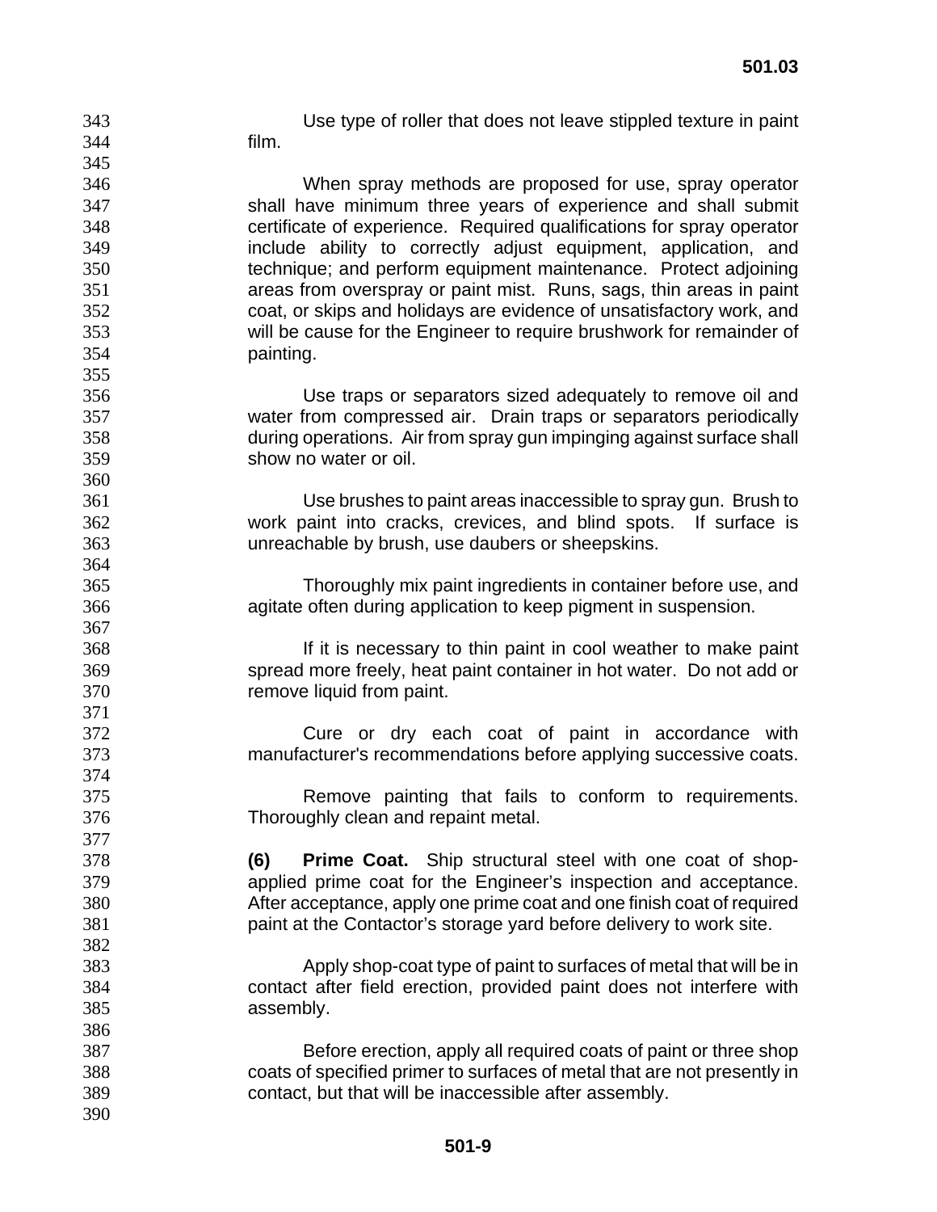Use type of roller that does not leave stippled texture in paint film.

When spray methods are proposed for use, spray operator shall have minimum three years of experience and shall submit certificate of experience. Required qualifications for spray operator include ability to correctly adjust equipment, application, and technique; and perform equipment maintenance. Protect adjoining areas from overspray or paint mist. Runs, sags, thin areas in paint coat, or skips and holidays are evidence of unsatisfactory work, and will be cause for the Engineer to require brushwork for remainder of painting.

Use traps or separators sized adequately to remove oil and water from compressed air. Drain traps or separators periodically during operations. Air from spray gun impinging against surface shall show no water or oil.

Use brushes to paint areas inaccessible to spray gun. Brush to work paint into cracks, crevices, and blind spots. If surface is unreachable by brush, use daubers or sheepskins.

Thoroughly mix paint ingredients in container before use, and agitate often during application to keep pigment in suspension.

If it is necessary to thin paint in cool weather to make paint spread more freely, heat paint container in hot water. Do not add or remove liquid from paint.

Cure or dry each coat of paint in accordance with manufacturer's recommendations before applying successive coats.

Remove painting that fails to conform to requirements. Thoroughly clean and repaint metal.

**(6) Prime Coat.** Ship structural steel with one coat of shop-applied prime coat for the Engineer's inspection and acceptance. After acceptance, apply one prime coat and one finish coat of required paint at the Contactor's storage yard before delivery to work site.

Apply shop-coat type of paint to surfaces of metal that will be in contact after field erection, provided paint does not interfere with assembly.

Before erection, apply all required coats of paint or three shop coats of specified primer to surfaces of metal that are not presently in contact, but that will be inaccessible after assembly.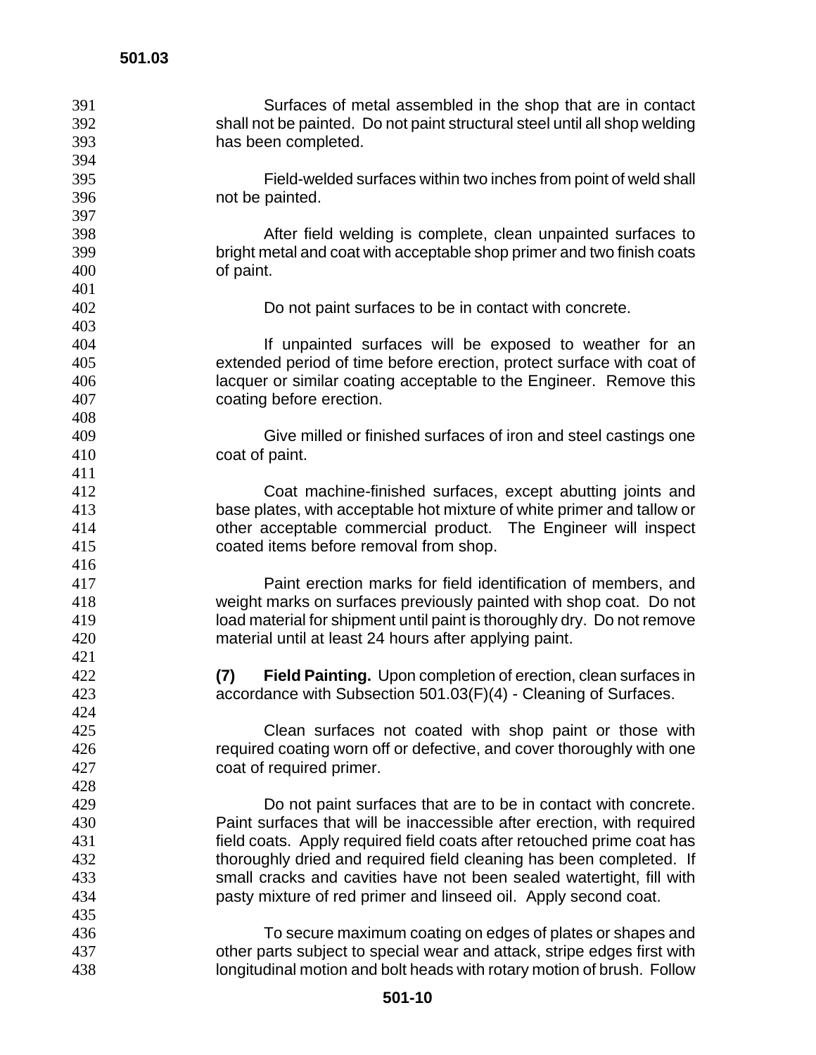Surfaces of metal assembled in the shop that are in contact shall not be painted. Do not paint structural steel until all shop welding has been completed.

Field-welded surfaces within two inches from point of weld shall not be painted.

After field welding is complete, clean unpainted surfaces to bright metal and coat with acceptable shop primer and two finish coats of paint.

Do not paint surfaces to be in contact with concrete.

If unpainted surfaces will be exposed to weather for an extended period of time before erection, protect surface with coat of lacquer or similar coating acceptable to the Engineer. Remove this coating before erection.

Give milled or finished surfaces of iron and steel castings one coat of paint.

Coat machine-finished surfaces, except abutting joints and base plates, with acceptable hot mixture of white primer and tallow or other acceptable commercial product. The Engineer will inspect coated items before removal from shop.

Paint erection marks for field identification of members, and weight marks on surfaces previously painted with shop coat. Do not load material for shipment until paint is thoroughly dry. Do not remove material until at least 24 hours after applying paint.

**(7) Field Painting.** Upon completion of erection, clean surfaces in accordance with Subsection 501.03(F)(4) - Cleaning of Surfaces.

Clean surfaces not coated with shop paint or those with required coating worn off or defective, and cover thoroughly with one coat of required primer.

Do not paint surfaces that are to be in contact with concrete. Paint surfaces that will be inaccessible after erection, with required field coats. Apply required field coats after retouched prime coat has thoroughly dried and required field cleaning has been completed. If small cracks and cavities have not been sealed watertight, fill with pasty mixture of red primer and linseed oil. Apply second coat.

To secure maximum coating on edges of plates or shapes and other parts subject to special wear and attack, stripe edges first with longitudinal motion and bolt heads with rotary motion of brush. Follow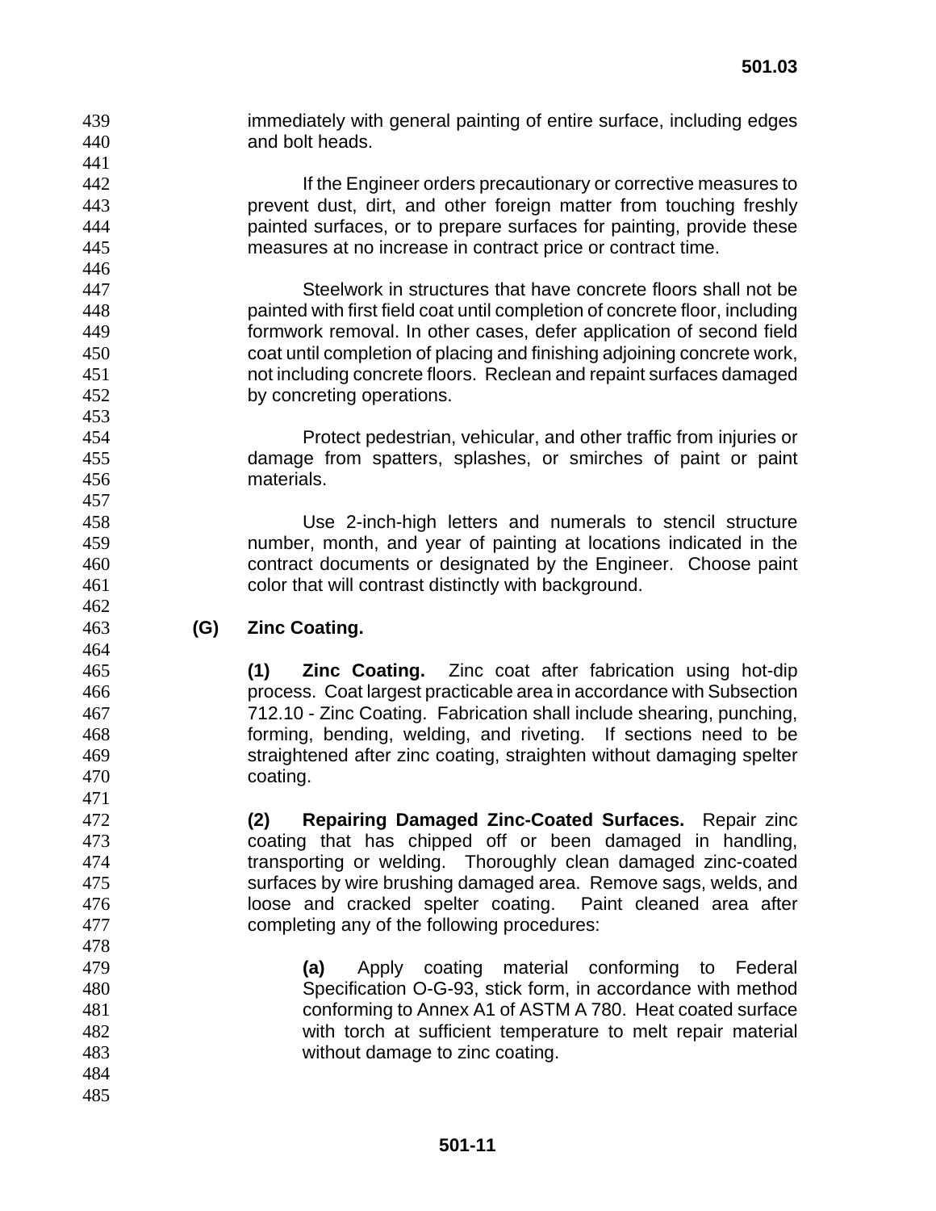immediately with general painting of entire surface, including edges and bolt heads.

If the Engineer orders precautionary or corrective measures to prevent dust, dirt, and other foreign matter from touching freshly painted surfaces, or to prepare surfaces for painting, provide these measures at no increase in contract price or contract time.

Steelwork in structures that have concrete floors shall not be painted with first field coat until completion of concrete floor, including formwork removal. In other cases, defer application of second field coat until completion of placing and finishing adjoining concrete work, not including concrete floors. Reclean and repaint surfaces damaged by concreting operations.

Protect pedestrian, vehicular, and other traffic from injuries or damage from spatters, splashes, or smirches of paint or paint materials.

Use 2-inch-high letters and numerals to stencil structure number, month, and year of painting at locations indicated in the contract documents or designated by the Engineer. Choose paint color that will contrast distinctly with background.

**(G) Zinc Coating.**

**(1) Zinc Coating.** Zinc coat after fabrication using hot-dip process. Coat largest practicable area in accordance with Subsection 712.10 - Zinc Coating. Fabrication shall include shearing, punching, forming, bending, welding, and riveting. If sections need to be straightened after zinc coating, straighten without damaging spelter coating.

**(2) Repairing Damaged Zinc-Coated Surfaces.** Repair zinc coating that has chipped off or been damaged in handling, transporting or welding. Thoroughly clean damaged zinc-coated surfaces by wire brushing damaged area. Remove sags, welds, and loose and cracked spelter coating. Paint cleaned area after completing any of the following procedures:

**(a)** Apply coating material conforming to Federal Specification O-G-93, stick form, in accordance with method conforming to Annex A1 of ASTM A 780. Heat coated surface with torch at sufficient temperature to melt repair material without damage to zinc coating.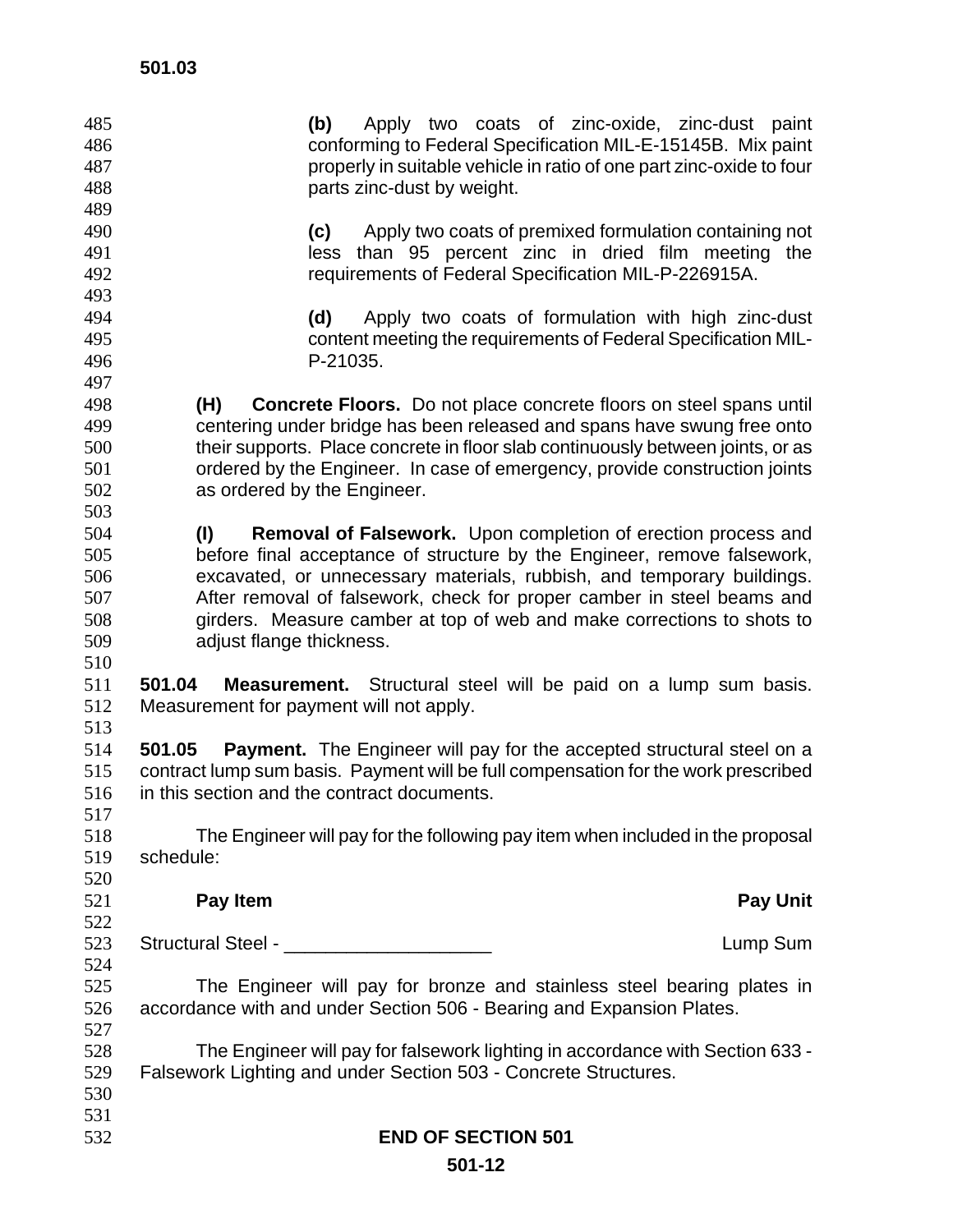**(b)** Apply two coats of zinc-oxide, zinc-dust paint conforming to Federal Specification MIL-E-15145B. Mix paint properly in suitable vehicle in ratio of one part zinc-oxide to four parts zinc-dust by weight.

**(c)** Apply two coats of premixed formulation containing not less than 95 percent zinc in dried film meeting the requirements of Federal Specification MIL-P-226915A.

**(d)** Apply two coats of formulation with high zinc-dust content meeting the requirements of Federal Specification MIL-P-21035.

**(H) Concrete Floors.** Do not place concrete floors on steel spans until centering under bridge has been released and spans have swung free onto their supports. Place concrete in floor slab continuously between joints, or as ordered by the Engineer. In case of emergency, provide construction joints as ordered by the Engineer.

**(I) Removal of Falsework.** Upon completion of erection process and before final acceptance of structure by the Engineer, remove falsework, excavated, or unnecessary materials, rubbish, and temporary buildings. After removal of falsework, check for proper camber in steel beams and girders. Measure camber at top of web and make corrections to shots to adjust flange thickness.

**501.04 Measurement.** Structural steel will be paid on a lump sum basis. Measurement for payment will not apply.

**501.05 Payment.** The Engineer will pay for the accepted structural steel on a contract lump sum basis. Payment will be full compensation for the work prescribed in this section and the contract documents.

The Engineer will pay for the following pay item when included in the proposal schedule:

| Pay Item | Pay Unit |
|---|---|
| Structural Steel - ____________________ | Lump Sum |

The Engineer will pay for bronze and stainless steel bearing plates in accordance with and under Section 506 - Bearing and Expansion Plates.

The Engineer will pay for falsework lighting in accordance with Section 633 - Falsework Lighting and under Section 503 - Concrete Structures.

**END OF SECTION 501**